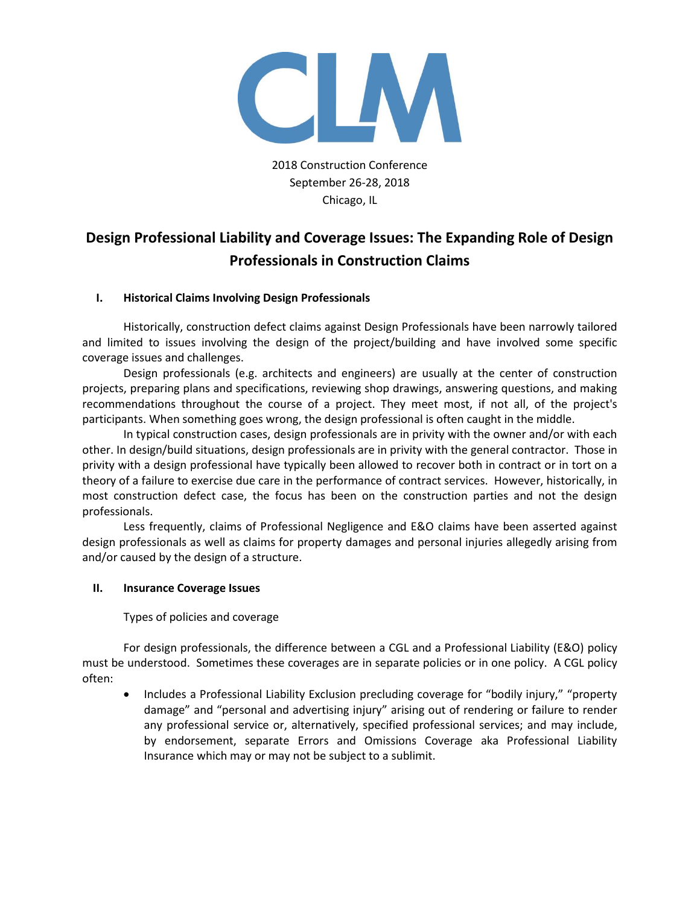CLM

2018 Construction Conference
September 26-28, 2018
Chicago, IL

# Design Professional Liability and Coverage Issues: The Expanding Role of Design Professionals in Construction Claims

## I. Historical Claims Involving Design Professionals

Historically, construction defect claims against Design Professionals have been narrowly tailored and limited to issues involving the design of the project/building and have involved some specific coverage issues and challenges.

Design professionals (e.g. architects and engineers) are usually at the center of construction projects, preparing plans and specifications, reviewing shop drawings, answering questions, and making recommendations throughout the course of a project. They meet most, if not all, of the project's participants. When something goes wrong, the design professional is often caught in the middle.

In typical construction cases, design professionals are in privity with the owner and/or with each other. In design/build situations, design professionals are in privity with the general contractor. Those in privity with a design professional have typically been allowed to recover both in contract or in tort on a theory of a failure to exercise due care in the performance of contract services. However, historically, in most construction defect case, the focus has been on the construction parties and not the design professionals.

Less frequently, claims of Professional Negligence and E&O claims have been asserted against design professionals as well as claims for property damages and personal injuries allegedly arising from and/or caused by the design of a structure.

## II. Insurance Coverage Issues

Types of policies and coverage

For design professionals, the difference between a CGL and a Professional Liability (E&O) policy must be understood. Sometimes these coverages are in separate policies or in one policy. A CGL policy often:

- Includes a Professional Liability Exclusion precluding coverage for "bodily injury," "property damage" and "personal and advertising injury" arising out of rendering or failure to render any professional service or, alternatively, specified professional services; and may include, by endorsement, separate Errors and Omissions Coverage aka Professional Liability Insurance which may or may not be subject to a sublimit.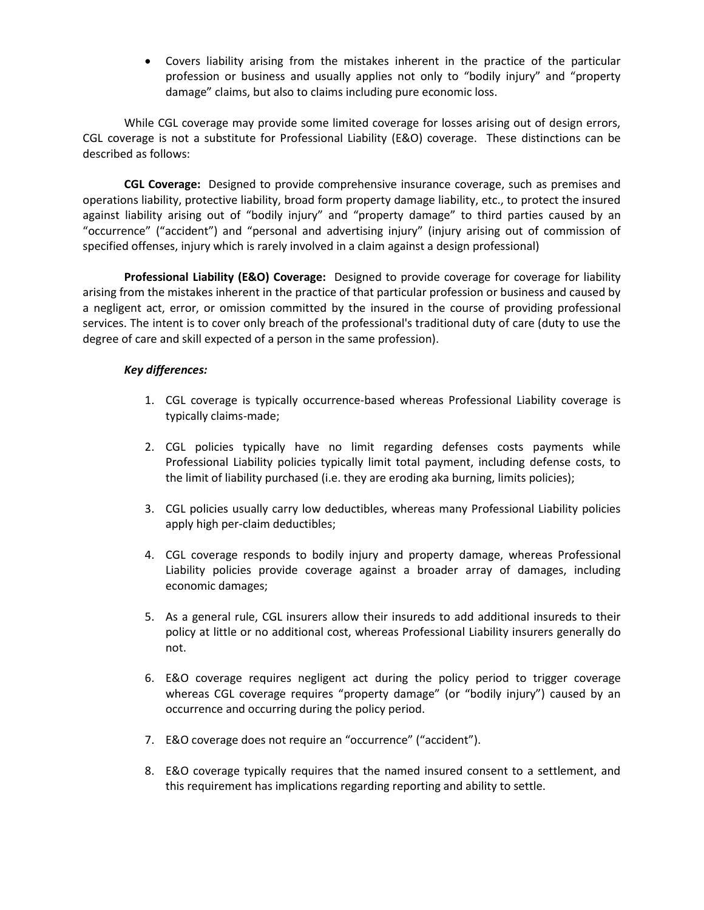- Covers liability arising from the mistakes inherent in the practice of the particular profession or business and usually applies not only to "bodily injury" and "property damage" claims, but also to claims including pure economic loss.

While CGL coverage may provide some limited coverage for losses arising out of design errors, CGL coverage is not a substitute for Professional Liability (E&O) coverage. These distinctions can be described as follows:

**CGL Coverage:** Designed to provide comprehensive insurance coverage, such as premises and operations liability, protective liability, broad form property damage liability, etc., to protect the insured against liability arising out of "bodily injury" and "property damage" to third parties caused by an "occurrence" ("accident") and "personal and advertising injury" (injury arising out of commission of specified offenses, injury which is rarely involved in a claim against a design professional)

**Professional Liability (E&O) Coverage:** Designed to provide coverage for coverage for liability arising from the mistakes inherent in the practice of that particular profession or business and caused by a negligent act, error, or omission committed by the insured in the course of providing professional services. The intent is to cover only breach of the professional's traditional duty of care (duty to use the degree of care and skill expected of a person in the same profession).

***Key differences:***

1. CGL coverage is typically occurrence-based whereas Professional Liability coverage is typically claims-made;

2. CGL policies typically have no limit regarding defenses costs payments while Professional Liability policies typically limit total payment, including defense costs, to the limit of liability purchased (i.e. they are eroding aka burning, limits policies);

3. CGL policies usually carry low deductibles, whereas many Professional Liability policies apply high per-claim deductibles;

4. CGL coverage responds to bodily injury and property damage, whereas Professional Liability policies provide coverage against a broader array of damages, including economic damages;

5. As a general rule, CGL insurers allow their insureds to add additional insureds to their policy at little or no additional cost, whereas Professional Liability insurers generally do not.

6. E&O coverage requires negligent act during the policy period to trigger coverage whereas CGL coverage requires "property damage" (or "bodily injury") caused by an occurrence and occurring during the policy period.

7. E&O coverage does not require an "occurrence" ("accident").

8. E&O coverage typically requires that the named insured consent to a settlement, and this requirement has implications regarding reporting and ability to settle.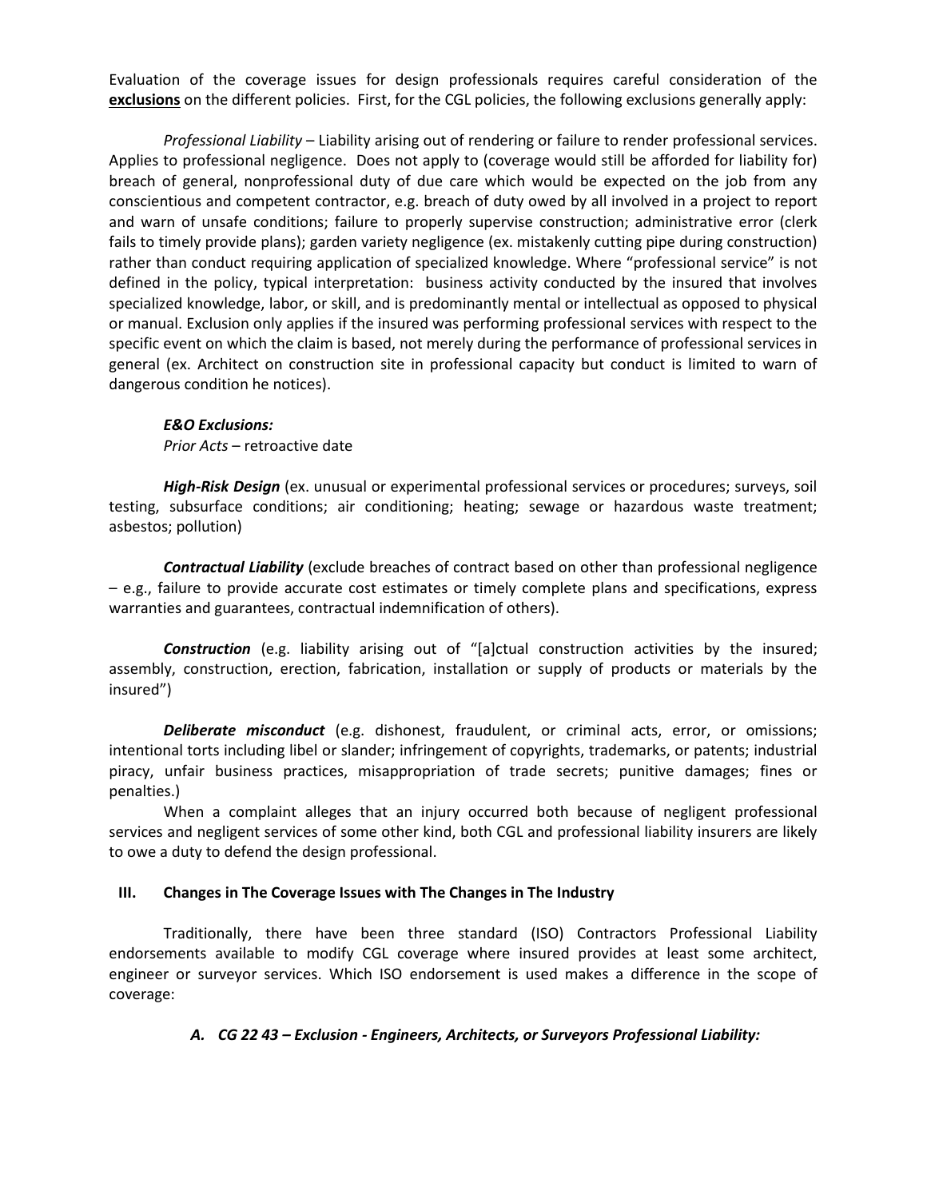Evaluation of the coverage issues for design professionals requires careful consideration of the **exclusions** on the different policies. First, for the CGL policies, the following exclusions generally apply:

*Professional Liability* – Liability arising out of rendering or failure to render professional services. Applies to professional negligence. Does not apply to (coverage would still be afforded for liability for) breach of general, nonprofessional duty of due care which would be expected on the job from any conscientious and competent contractor, e.g. breach of duty owed by all involved in a project to report and warn of unsafe conditions; failure to properly supervise construction; administrative error (clerk fails to timely provide plans); garden variety negligence (ex. mistakenly cutting pipe during construction) rather than conduct requiring application of specialized knowledge. Where "professional service" is not defined in the policy, typical interpretation: business activity conducted by the insured that involves specialized knowledge, labor, or skill, and is predominantly mental or intellectual as opposed to physical or manual. Exclusion only applies if the insured was performing professional services with respect to the specific event on which the claim is based, not merely during the performance of professional services in general (ex. Architect on construction site in professional capacity but conduct is limited to warn of dangerous condition he notices).

***E&O Exclusions:***

*Prior Acts* – retroactive date

***High-Risk Design*** (ex. unusual or experimental professional services or procedures; surveys, soil testing, subsurface conditions; air conditioning; heating; sewage or hazardous waste treatment; asbestos; pollution)

***Contractual Liability*** (exclude breaches of contract based on other than professional negligence – e.g., failure to provide accurate cost estimates or timely complete plans and specifications, express warranties and guarantees, contractual indemnification of others).

***Construction*** (e.g. liability arising out of "[a]ctual construction activities by the insured; assembly, construction, erection, fabrication, installation or supply of products or materials by the insured")

***Deliberate misconduct*** (e.g. dishonest, fraudulent, or criminal acts, error, or omissions; intentional torts including libel or slander; infringement of copyrights, trademarks, or patents; industrial piracy, unfair business practices, misappropriation of trade secrets; punitive damages; fines or penalties.)

When a complaint alleges that an injury occurred both because of negligent professional services and negligent services of some other kind, both CGL and professional liability insurers are likely to owe a duty to defend the design professional.

## III. Changes in The Coverage Issues with The Changes in The Industry

Traditionally, there have been three standard (ISO) Contractors Professional Liability endorsements available to modify CGL coverage where insured provides at least some architect, engineer or surveyor services. Which ISO endorsement is used makes a difference in the scope of coverage:

### *A. CG 22 43 – Exclusion - Engineers, Architects, or Surveyors Professional Liability:*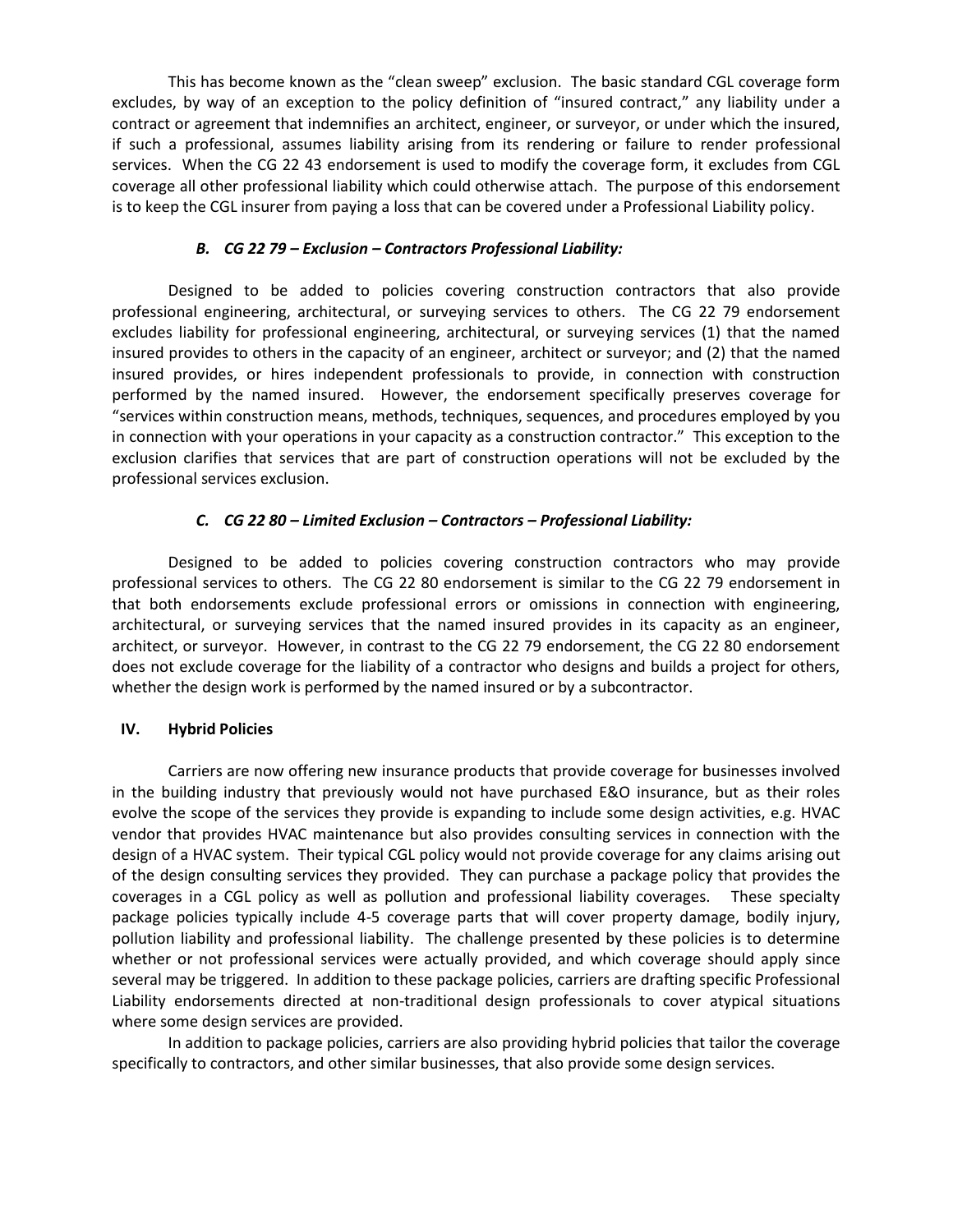This has become known as the "clean sweep" exclusion. The basic standard CGL coverage form excludes, by way of an exception to the policy definition of "insured contract," any liability under a contract or agreement that indemnifies an architect, engineer, or surveyor, or under which the insured, if such a professional, assumes liability arising from its rendering or failure to render professional services. When the CG 22 43 endorsement is used to modify the coverage form, it excludes from CGL coverage all other professional liability which could otherwise attach. The purpose of this endorsement is to keep the CGL insurer from paying a loss that can be covered under a Professional Liability policy.

### *B. CG 22 79 – Exclusion – Contractors Professional Liability:*

Designed to be added to policies covering construction contractors that also provide professional engineering, architectural, or surveying services to others. The CG 22 79 endorsement excludes liability for professional engineering, architectural, or surveying services (1) that the named insured provides to others in the capacity of an engineer, architect or surveyor; and (2) that the named insured provides, or hires independent professionals to provide, in connection with construction performed by the named insured. However, the endorsement specifically preserves coverage for "services within construction means, methods, techniques, sequences, and procedures employed by you in connection with your operations in your capacity as a construction contractor." This exception to the exclusion clarifies that services that are part of construction operations will not be excluded by the professional services exclusion.

### *C. CG 22 80 – Limited Exclusion – Contractors – Professional Liability:*

Designed to be added to policies covering construction contractors who may provide professional services to others. The CG 22 80 endorsement is similar to the CG 22 79 endorsement in that both endorsements exclude professional errors or omissions in connection with engineering, architectural, or surveying services that the named insured provides in its capacity as an engineer, architect, or surveyor. However, in contrast to the CG 22 79 endorsement, the CG 22 80 endorsement does not exclude coverage for the liability of a contractor who designs and builds a project for others, whether the design work is performed by the named insured or by a subcontractor.

## IV. Hybrid Policies

Carriers are now offering new insurance products that provide coverage for businesses involved in the building industry that previously would not have purchased E&O insurance, but as their roles evolve the scope of the services they provide is expanding to include some design activities, e.g. HVAC vendor that provides HVAC maintenance but also provides consulting services in connection with the design of a HVAC system. Their typical CGL policy would not provide coverage for any claims arising out of the design consulting services they provided. They can purchase a package policy that provides the coverages in a CGL policy as well as pollution and professional liability coverages. These specialty package policies typically include 4-5 coverage parts that will cover property damage, bodily injury, pollution liability and professional liability. The challenge presented by these policies is to determine whether or not professional services were actually provided, and which coverage should apply since several may be triggered. In addition to these package policies, carriers are drafting specific Professional Liability endorsements directed at non-traditional design professionals to cover atypical situations where some design services are provided.

In addition to package policies, carriers are also providing hybrid policies that tailor the coverage specifically to contractors, and other similar businesses, that also provide some design services.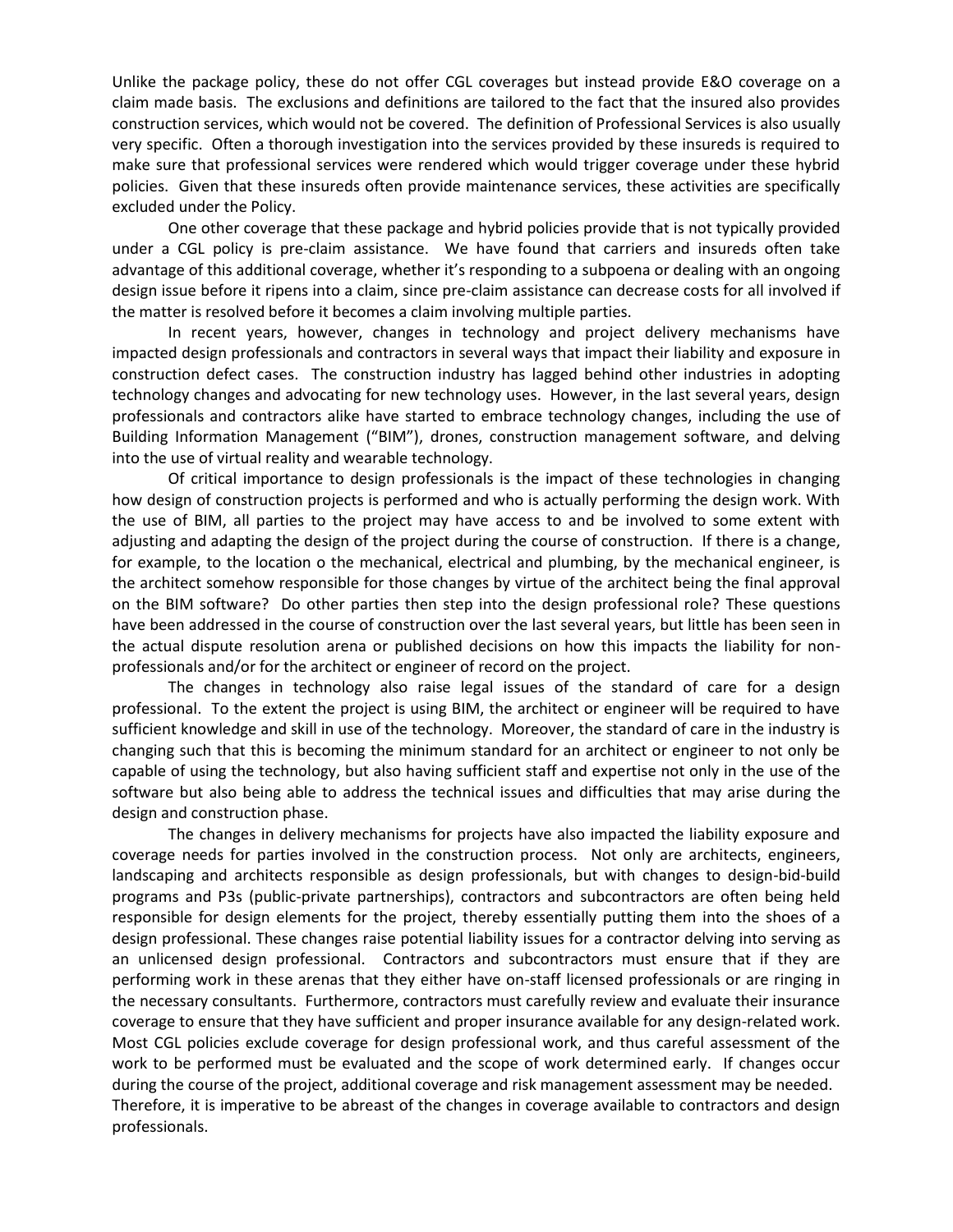Unlike the package policy, these do not offer CGL coverages but instead provide E&O coverage on a claim made basis. The exclusions and definitions are tailored to the fact that the insured also provides construction services, which would not be covered. The definition of Professional Services is also usually very specific. Often a thorough investigation into the services provided by these insureds is required to make sure that professional services were rendered which would trigger coverage under these hybrid policies. Given that these insureds often provide maintenance services, these activities are specifically excluded under the Policy.

One other coverage that these package and hybrid policies provide that is not typically provided under a CGL policy is pre-claim assistance. We have found that carriers and insureds often take advantage of this additional coverage, whether it's responding to a subpoena or dealing with an ongoing design issue before it ripens into a claim, since pre-claim assistance can decrease costs for all involved if the matter is resolved before it becomes a claim involving multiple parties.

In recent years, however, changes in technology and project delivery mechanisms have impacted design professionals and contractors in several ways that impact their liability and exposure in construction defect cases. The construction industry has lagged behind other industries in adopting technology changes and advocating for new technology uses. However, in the last several years, design professionals and contractors alike have started to embrace technology changes, including the use of Building Information Management ("BIM"), drones, construction management software, and delving into the use of virtual reality and wearable technology.

Of critical importance to design professionals is the impact of these technologies in changing how design of construction projects is performed and who is actually performing the design work. With the use of BIM, all parties to the project may have access to and be involved to some extent with adjusting and adapting the design of the project during the course of construction. If there is a change, for example, to the location o the mechanical, electrical and plumbing, by the mechanical engineer, is the architect somehow responsible for those changes by virtue of the architect being the final approval on the BIM software? Do other parties then step into the design professional role? These questions have been addressed in the course of construction over the last several years, but little has been seen in the actual dispute resolution arena or published decisions on how this impacts the liability for non-professionals and/or for the architect or engineer of record on the project.

The changes in technology also raise legal issues of the standard of care for a design professional. To the extent the project is using BIM, the architect or engineer will be required to have sufficient knowledge and skill in use of the technology. Moreover, the standard of care in the industry is changing such that this is becoming the minimum standard for an architect or engineer to not only be capable of using the technology, but also having sufficient staff and expertise not only in the use of the software but also being able to address the technical issues and difficulties that may arise during the design and construction phase.

The changes in delivery mechanisms for projects have also impacted the liability exposure and coverage needs for parties involved in the construction process. Not only are architects, engineers, landscaping and architects responsible as design professionals, but with changes to design-bid-build programs and P3s (public-private partnerships), contractors and subcontractors are often being held responsible for design elements for the project, thereby essentially putting them into the shoes of a design professional. These changes raise potential liability issues for a contractor delving into serving as an unlicensed design professional. Contractors and subcontractors must ensure that if they are performing work in these arenas that they either have on-staff licensed professionals or are ringing in the necessary consultants. Furthermore, contractors must carefully review and evaluate their insurance coverage to ensure that they have sufficient and proper insurance available for any design-related work. Most CGL policies exclude coverage for design professional work, and thus careful assessment of the work to be performed must be evaluated and the scope of work determined early. If changes occur during the course of the project, additional coverage and risk management assessment may be needed.

Therefore, it is imperative to be abreast of the changes in coverage available to contractors and design professionals.